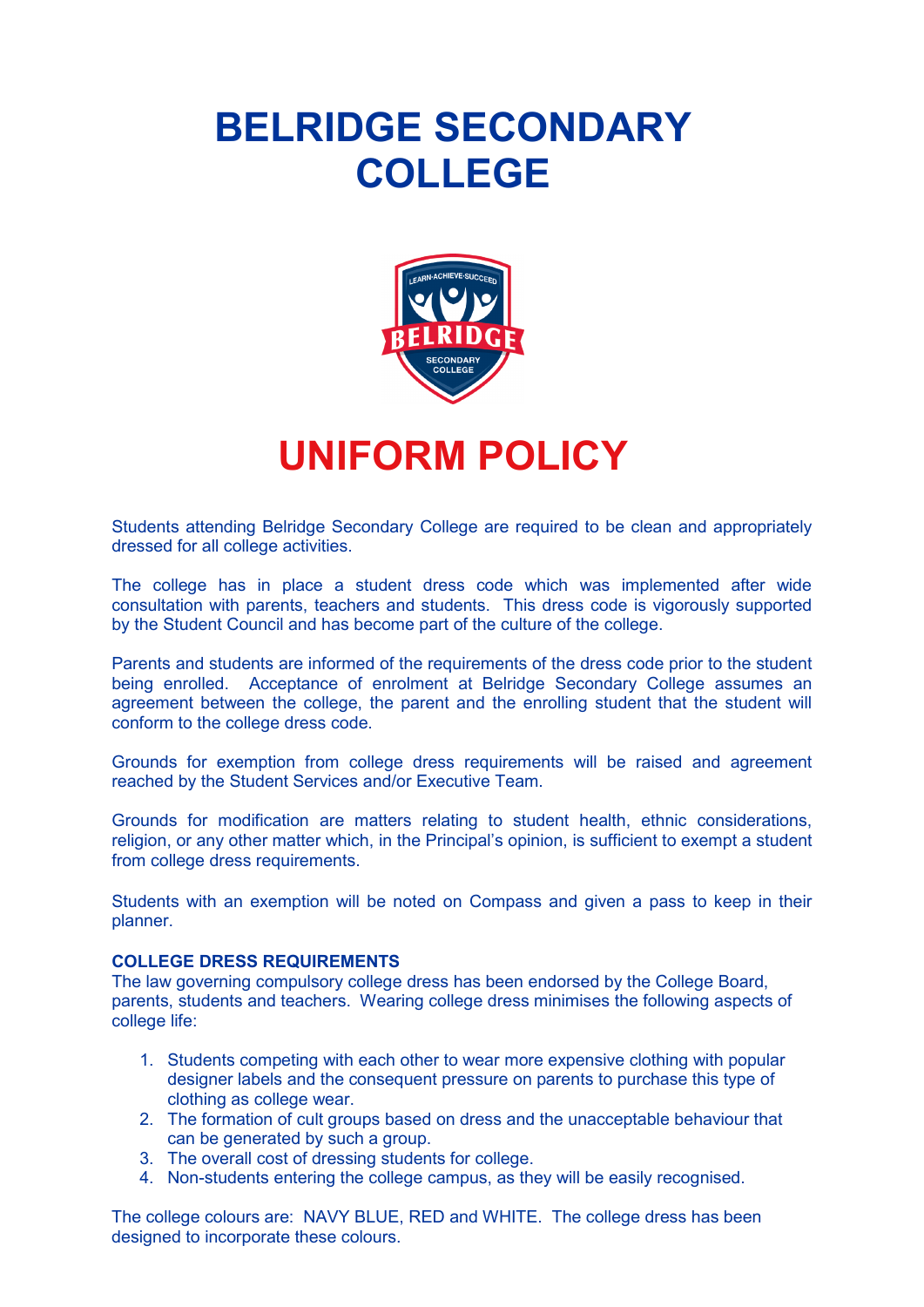# BELRIDGE SECONDARY COLLEGE

# UNIFORM POLICY

Students attending Belridge Secondary College are required to be clean and appropriately dressed for all college activities.

The college has in place a student dress code which was implemented after wide consultation with parents, teachers and students. This dress code is vigorously supported by the Student Council and has become part of the culture of the college.

Parents and students are informed of the requirements of the dress code prior to the student being enrolled. Acceptance of enrolment at Belridge Secondary College assumes an agreement between the college, the parent and the enrolling student that the student will conform to the college dress code.

Grounds for exemption from college dress requirements will be raised and agreement reached by the Student Services and/or Executive Team.

Grounds for modification are matters relating to student health, ethnic considerations, religion, or any other matter which, in the Principal's opinion, is sufficient to exempt a student from college dress requirements.

Students with an exemption will be noted on Compass and given a pass to keep in their planner.

**COLLEGE DRESS REQUIREMENTS**

The law governing compulsory college dress has been endorsed by the College Board, parents, students and teachers. Wearing college dress minimises the following aspects of college life:

1. Students competing with each other to wear more expensive clothing with popular designer labels and the consequent pressure on parents to purchase this type of clothing as college wear.
2. The formation of cult groups based on dress and the unacceptable behaviour that can be generated by such a group.
3. The overall cost of dressing students for college.
4. Non-students entering the college campus, as they will be easily recognised.

The college colours are: NAVY BLUE, RED and WHITE. The college dress has been designed to incorporate these colours.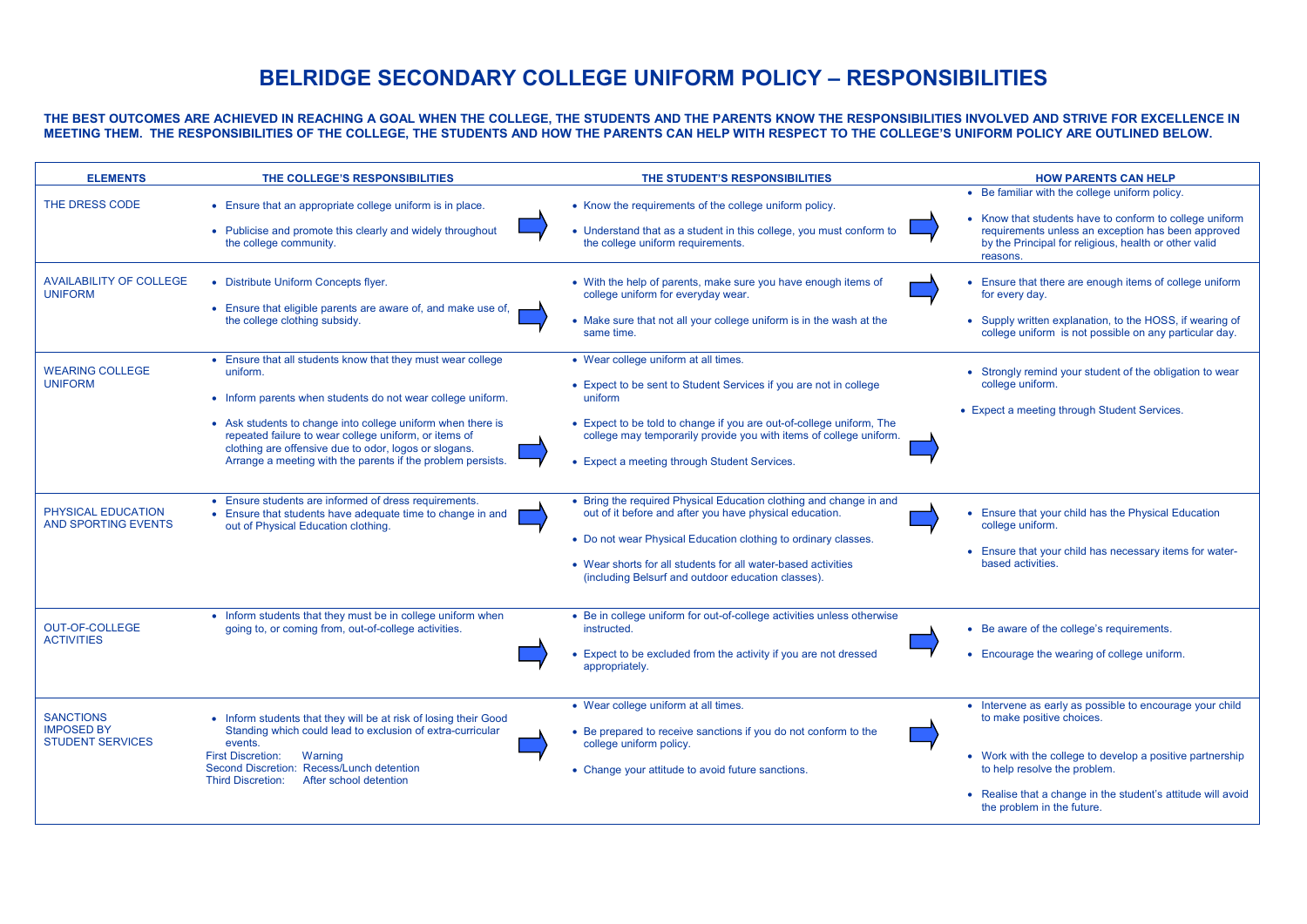# BELRIDGE SECONDARY COLLEGE UNIFORM POLICY – RESPONSIBILITIES

**THE BEST OUTCOMES ARE ACHIEVED IN REACHING A GOAL WHEN THE COLLEGE, THE STUDENTS AND THE PARENTS KNOW THE RESPONSIBILITIES INVOLVED AND STRIVE FOR EXCELLENCE IN MEETING THEM. THE RESPONSIBILITIES OF THE COLLEGE, THE STUDENTS AND HOW THE PARENTS CAN HELP WITH RESPECT TO THE COLLEGE'S UNIFORM POLICY ARE OUTLINED BELOW.**

| ELEMENTS | THE COLLEGE'S RESPONSIBILITIES | THE STUDENT'S RESPONSIBILITIES | HOW PARENTS CAN HELP |
|---|---|---|---|
| THE DRESS CODE | • Ensure that an appropriate college uniform is in place.<br>• Publicise and promote this clearly and widely throughout the college community. | • Know the requirements of the college uniform policy.<br>• Understand that as a student in this college, you must conform to the college uniform requirements. | • Be familiar with the college uniform policy.<br>• Know that students have to conform to college uniform requirements unless an exception has been approved by the Principal for religious, health or other valid reasons. |
| AVAILABILITY OF COLLEGE UNIFORM | • Distribute Uniform Concepts flyer.<br>• Ensure that eligible parents are aware of, and make use of, the college clothing subsidy. | • With the help of parents, make sure you have enough items of college uniform for everyday wear.<br>• Make sure that not all your college uniform is in the wash at the same time. | • Ensure that there are enough items of college uniform for every day.<br>• Supply written explanation, to the HOSS, if wearing of college uniform is not possible on any particular day. |
| WEARING COLLEGE UNIFORM | • Ensure that all students know that they must wear college uniform.<br>• Inform parents when students do not wear college uniform.<br>• Ask students to change into college uniform when there is repeated failure to wear college uniform, or items of clothing are offensive due to odor, logos or slogans. Arrange a meeting with the parents if the problem persists. | • Wear college uniform at all times.<br>• Expect to be sent to Student Services if you are not in college uniform<br>• Expect to be told to change if you are out-of-college uniform, The college may temporarily provide you with items of college uniform.<br>• Expect a meeting through Student Services. | • Strongly remind your student of the obligation to wear college uniform.<br>• Expect a meeting through Student Services. |
| PHYSICAL EDUCATION AND SPORTING EVENTS | • Ensure students are informed of dress requirements.<br>• Ensure that students have adequate time to change in and out of Physical Education clothing. | • Bring the required Physical Education clothing and change in and out of it before and after you have physical education.<br>• Do not wear Physical Education clothing to ordinary classes.<br>• Wear shorts for all students for all water-based activities (including Belsurf and outdoor education classes). | • Ensure that your child has the Physical Education college uniform.<br>• Ensure that your child has necessary items for water-based activities. |
| OUT-OF-COLLEGE ACTIVITIES | • Inform students that they must be in college uniform when going to, or coming from, out-of-college activities. | • Be in college uniform for out-of-college activities unless otherwise instructed.<br>• Expect to be excluded from the activity if you are not dressed appropriately. | • Be aware of the college's requirements.<br>• Encourage the wearing of college uniform. |
| SANCTIONS IMPOSED BY STUDENT SERVICES | • Inform students that they will be at risk of losing their Good Standing which could lead to exclusion of extra-curricular events.<br>First Discretion: Warning<br>Second Discretion: Recess/Lunch detention<br>Third Discretion: After school detention | • Wear college uniform at all times.<br>• Be prepared to receive sanctions if you do not conform to the college uniform policy.<br>• Change your attitude to avoid future sanctions. | • Intervene as early as possible to encourage your child to make positive choices.<br>• Work with the college to develop a positive partnership to help resolve the problem.<br>• Realise that a change in the student's attitude will avoid the problem in the future. |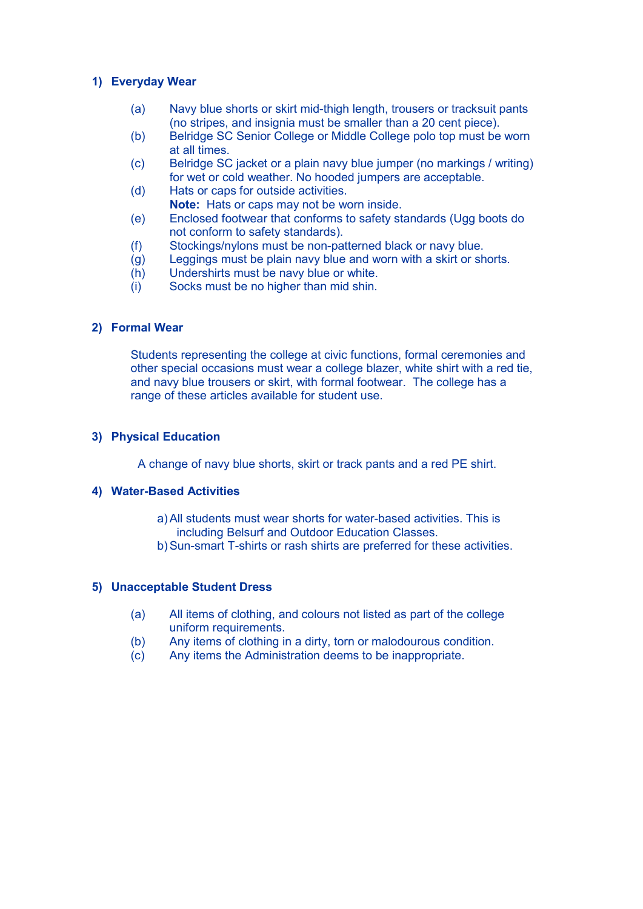## 1) Everyday Wear

(a) Navy blue shorts or skirt mid-thigh length, trousers or tracksuit pants (no stripes, and insignia must be smaller than a 20 cent piece).
(b) Belridge SC Senior College or Middle College polo top must be worn at all times.
(c) Belridge SC jacket or a plain navy blue jumper (no markings / writing) for wet or cold weather. No hooded jumpers are acceptable.
(d) Hats or caps for outside activities.
**Note:** Hats or caps may not be worn inside.
(e) Enclosed footwear that conforms to safety standards (Ugg boots do not conform to safety standards).
(f) Stockings/nylons must be non-patterned black or navy blue.
(g) Leggings must be plain navy blue and worn with a skirt or shorts.
(h) Undershirts must be navy blue or white.
(i) Socks must be no higher than mid shin.

## 2) Formal Wear

Students representing the college at civic functions, formal ceremonies and other special occasions must wear a college blazer, white shirt with a red tie, and navy blue trousers or skirt, with formal footwear. The college has a range of these articles available for student use.

## 3) Physical Education

A change of navy blue shorts, skirt or track pants and a red PE shirt.

## 4) Water-Based Activities

a) All students must wear shorts for water-based activities. This is including Belsurf and Outdoor Education Classes.
b) Sun-smart T-shirts or rash shirts are preferred for these activities.

## 5) Unacceptable Student Dress

(a) All items of clothing, and colours not listed as part of the college uniform requirements.
(b) Any items of clothing in a dirty, torn or malodourous condition.
(c) Any items the Administration deems to be inappropriate.